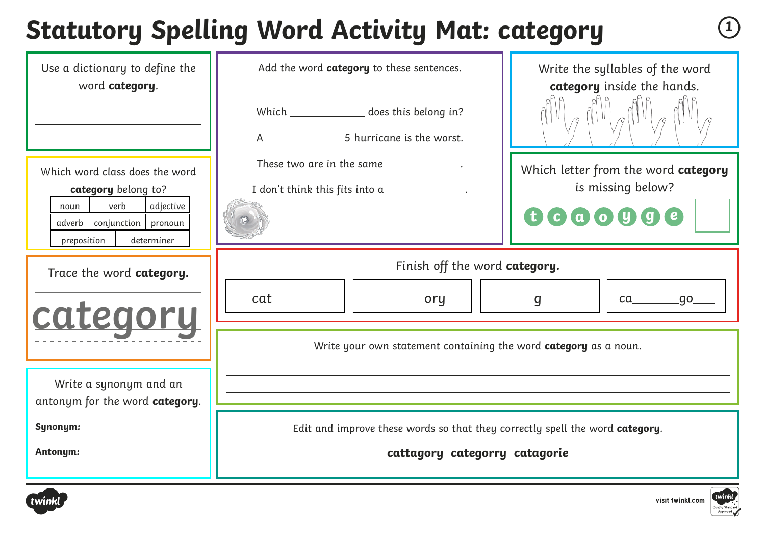# Statutory Spelling Word Activity Mat: category

Use a dictionary to define the word **category**.

\_\_\_\_\_\_\_\_\_\_\_\_\_\_\_\_\_\_\_\_\_\_\_\_\_\_\_\_

\_\_\_\_\_\_\_\_\_\_\_\_\_\_\_\_\_\_\_\_\_\_\_\_\_\_\_\_

\_\_\_\_\_\_\_\_\_\_\_\_\_\_\_\_\_\_\_\_\_\_\_\_\_\_\_\_

Which word class does the word **category** belong to?

| noun | verb | adjective |
|---|---|---|
| adverb | conjunction | pronoun |
| preposition | determiner | |

Trace the word **category.**

category

Write a synonym and an antonym for the word **category**.

**Synonym:** \_\_\_\_\_\_\_\_\_\_\_\_\_\_\_\_\_\_\_\_

**Antonym:** \_\_\_\_\_\_\_\_\_\_\_\_\_\_\_\_\_\_\_\_

Add the word **category** to these sentences.

Which \_\_\_\_\_\_\_\_\_\_\_\_ does this belong in?

A \_\_\_\_\_\_\_\_\_\_\_\_ 5 hurricane is the worst.

These two are in the same \_\_\_\_\_\_\_\_\_\_\_\_.

I don't think this fits into a \_\_\_\_\_\_\_\_\_\_\_\_.

Write the syllables of the word **category** inside the hands.

Which letter from the word **category** is missing below?

t c a o y g e

Finish off the word **category.**

| cat\_\_\_\_\_\_ | \_\_\_\_\_\_ory | \_\_\_\_\_g\_\_\_\_\_\_ | ca\_\_\_\_\_\_go\_\_\_ |
|---|---|---|---|

Write your own statement containing the word **category** as a noun.

\_\_\_\_\_\_\_\_\_\_\_\_\_\_\_\_\_\_\_\_\_\_\_\_\_\_\_\_\_\_\_\_\_\_\_\_\_\_\_\_\_\_\_\_\_\_\_\_\_\_\_\_\_\_\_\_

\_\_\_\_\_\_\_\_\_\_\_\_\_\_\_\_\_\_\_\_\_\_\_\_\_\_\_\_\_\_\_\_\_\_\_\_\_\_\_\_\_\_\_\_\_\_\_\_\_\_\_\_\_\_\_\_

Edit and improve these words so that they correctly spell the word **category**.

**cattagory categorry catagorie**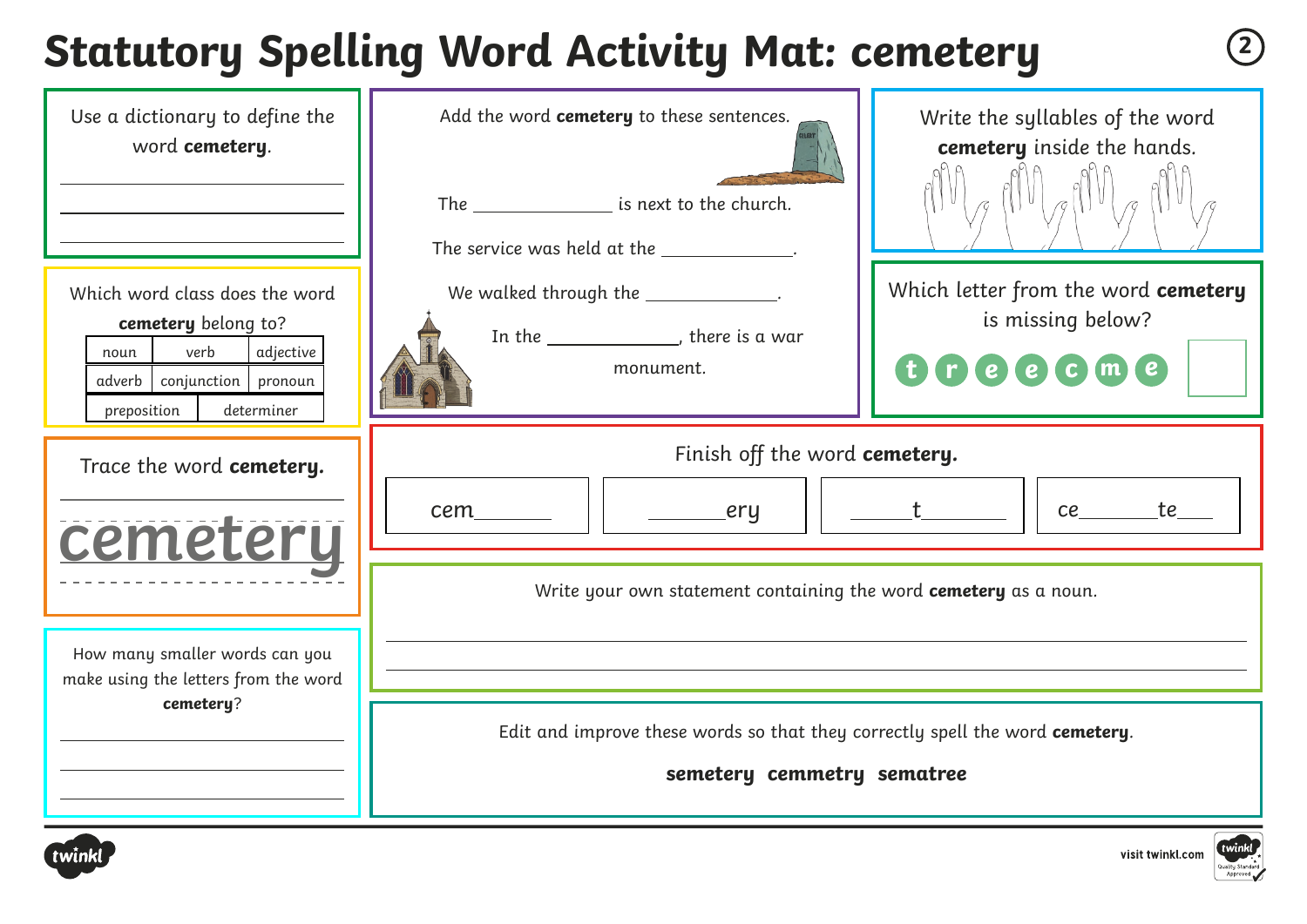# Statutory Spelling Word Activity Mat: cemetery

Use a dictionary to define the word **cemetery**.

_______________

_______________

_______________

Which word class does the word **cemetery** belong to?

| noun | verb | adjective |
|---|---|---|
| adverb | conjunction | pronoun |
| preposition | determiner | |

Trace the word **cemetery.**

cemetery

How many smaller words can you make using the letters from the word **cemetery**?

_______________

_______________

_______________

Add the word **cemetery** to these sentences.

The ____________ is next to the church.

The service was held at the ____________.

We walked through the ____________.

In the ____________, there is a war monument.

Write the syllables of the word **cemetery** inside the hands.

Which letter from the word **cemetery** is missing below?

t r e e c m e

Finish off the word **cemetery.**

| cem______ | ______ery | _____t______ | ce______te___ |
|---|---|---|---|

Write your own statement containing the word **cemetery** as a noun.

_______________

_______________

Edit and improve these words so that they correctly spell the word **cemetery**.

**semetery cemmetry sematree**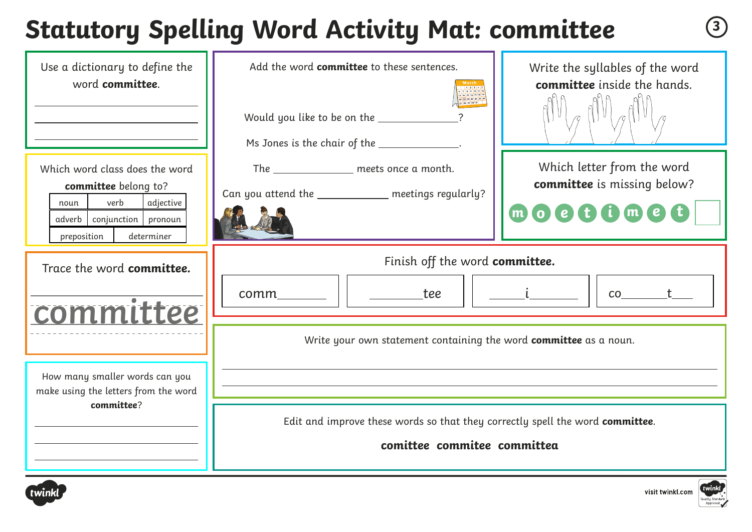# Statutory Spelling Word Activity Mat: committee

Use a dictionary to define the word **committee**.

\_\_\_\_\_\_\_\_\_\_\_\_\_\_\_\_\_\_\_\_\_\_\_\_\_\_\_\_\_\_\_\_

\_\_\_\_\_\_\_\_\_\_\_\_\_\_\_\_\_\_\_\_\_\_\_\_\_\_\_\_\_\_\_\_

\_\_\_\_\_\_\_\_\_\_\_\_\_\_\_\_\_\_\_\_\_\_\_\_\_\_\_\_\_\_\_\_

Which word class does the word **committee** belong to?

| noun | verb | adjective |
|---|---|---|
| adverb | conjunction | pronoun |
| preposition | determiner | |

Trace the word **committee.**

committee

How many smaller words can you make using the letters from the word **committee**?

\_\_\_\_\_\_\_\_\_\_\_\_\_\_\_\_\_\_\_\_\_\_\_\_\_\_\_\_\_\_\_\_

\_\_\_\_\_\_\_\_\_\_\_\_\_\_\_\_\_\_\_\_\_\_\_\_\_\_\_\_\_\_\_\_

\_\_\_\_\_\_\_\_\_\_\_\_\_\_\_\_\_\_\_\_\_\_\_\_\_\_\_\_\_\_\_\_

Add the word **committee** to these sentences.

Would you like to be on the \_\_\_\_\_\_\_\_\_\_\_\_\_\_?

Ms Jones is the chair of the \_\_\_\_\_\_\_\_\_\_\_\_\_\_.

The \_\_\_\_\_\_\_\_\_\_\_\_\_\_ meets once a month.

Can you attend the \_\_\_\_\_\_\_\_\_\_\_\_\_\_ meetings regularly?

Write the syllables of the word **committee** inside the hands.

Which letter from the word **committee** is missing below?

m o e t i m e t ☐

Finish off the word **committee.**

| comm\_\_\_\_\_\_\_ | \_\_\_\_\_\_\_tee | \_\_\_\_\_i\_\_\_\_\_\_ | co\_\_\_\_\_\_t\_\_\_ |
|---|---|---|---|

Write your own statement containing the word **committee** as a noun.

\_\_\_\_\_\_\_\_\_\_\_\_\_\_\_\_\_\_\_\_\_\_\_\_\_\_\_\_\_\_\_\_\_\_\_\_\_\_\_\_\_\_\_\_\_\_\_\_\_\_\_\_\_\_\_\_\_\_\_\_\_\_\_\_

\_\_\_\_\_\_\_\_\_\_\_\_\_\_\_\_\_\_\_\_\_\_\_\_\_\_\_\_\_\_\_\_\_\_\_\_\_\_\_\_\_\_\_\_\_\_\_\_\_\_\_\_\_\_\_\_\_\_\_\_\_\_\_\_

Edit and improve these words so that they correctly spell the word **committee**.

**comittee  commitee  committea**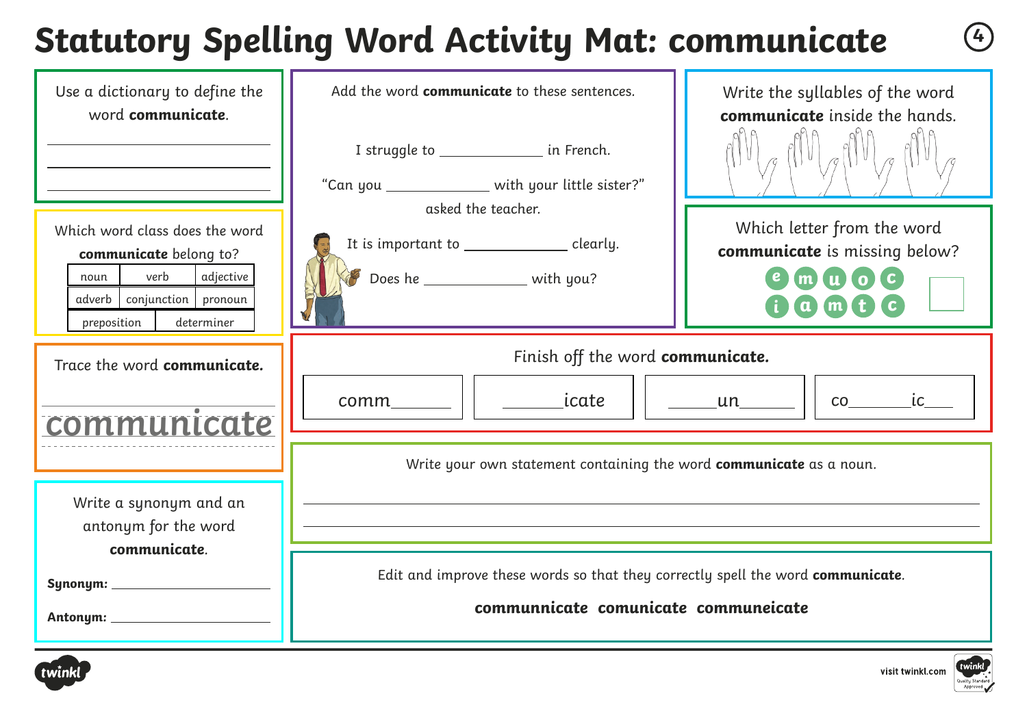# Statutory Spelling Word Activity Mat: communicate

Use a dictionary to define the word **communicate**.

______________________

______________________

______________________

Which word class does the word **communicate** belong to?

| noun | verb | adjective |
|---|---|---|
| adverb | conjunction | pronoun |
| preposition | determiner | |

Trace the word **communicate.**

communicate

Write a synonym and an antonym for the word **communicate**.

**Synonym:** ______________________

**Antonym:** ______________________

Add the word **communicate** to these sentences.

I struggle to ____________ in French.

"Can you ____________ with your little sister?" asked the teacher.

It is important to ____________ clearly.

Does he ____________ with you?

Write the syllables of the word **communicate** inside the hands.

Which letter from the word **communicate** is missing below?

e m u o c i a m t c

Finish off the word **communicate.**

comm______ | ______icate | _____un______ | co_______ic___

Write your own statement containing the word **communicate** as a noun.

______________________

______________________

Edit and improve these words so that they correctly spell the word **communicate**.

**communnicate comunicate communeicate**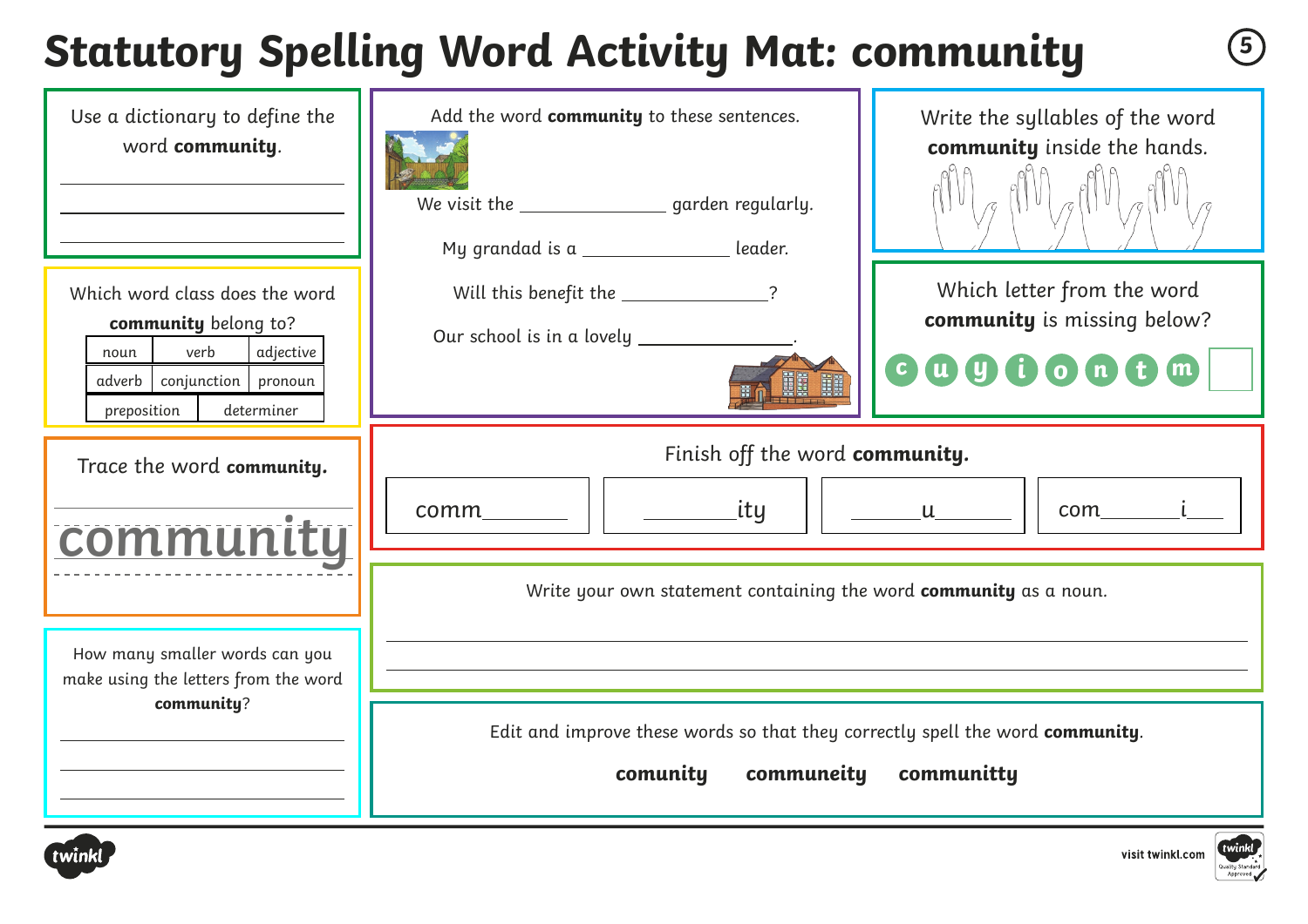# Statutory Spelling Word Activity Mat: community

Use a dictionary to define the word **community**.

______________________________

______________________________

______________________________

Which word class does the word **community** belong to?

| | | |
|---|---|---|
| noun | verb | adjective |
| adverb | conjunction | pronoun |
| preposition | determiner | |

Trace the word **community.**

community

How many smaller words can you make using the letters from the word **community**?

______________________________

______________________________

______________________________

Add the word **community** to these sentences.

We visit the ______________ garden regularly.

My grandad is a ______________ leader.

Will this benefit the ______________?

Our school is in a lovely ______________.

Write the syllables of the word **community** inside the hands.

Which letter from the word **community** is missing below?

c u y i o n t m ☐

Finish off the word **community.**

| | | | |
|---|---|---|---|
| comm______ | ______ity | _____u_____ | com______i___ |

Write your own statement containing the word **community** as a noun.

______________________________

______________________________

Edit and improve these words so that they correctly spell the word **community**.

**comunity** **communeity** **communitty**